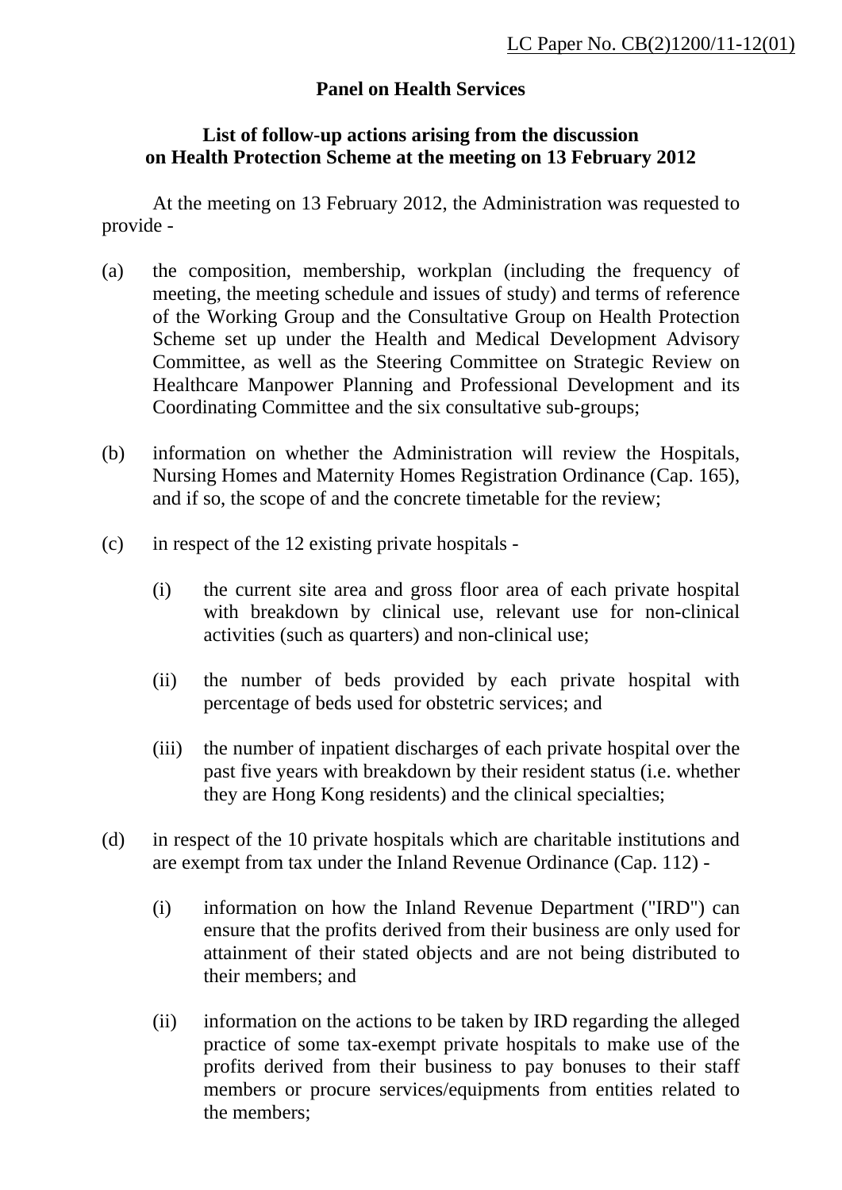LC Paper No. CB(2)1200/11-12(01)

**Panel on Health Services**

**List of follow-up actions arising from the discussion on Health Protection Scheme at the meeting on 13 February 2012**

At the meeting on 13 February 2012, the Administration was requested to provide -

(a) the composition, membership, workplan (including the frequency of meeting, the meeting schedule and issues of study) and terms of reference of the Working Group and the Consultative Group on Health Protection Scheme set up under the Health and Medical Development Advisory Committee, as well as the Steering Committee on Strategic Review on Healthcare Manpower Planning and Professional Development and its Coordinating Committee and the six consultative sub-groups;

(b) information on whether the Administration will review the Hospitals, Nursing Homes and Maternity Homes Registration Ordinance (Cap. 165), and if so, the scope of and the concrete timetable for the review;

(c) in respect of the 12 existing private hospitals -

(i) the current site area and gross floor area of each private hospital with breakdown by clinical use, relevant use for non-clinical activities (such as quarters) and non-clinical use;

(ii) the number of beds provided by each private hospital with percentage of beds used for obstetric services; and

(iii) the number of inpatient discharges of each private hospital over the past five years with breakdown by their resident status (i.e. whether they are Hong Kong residents) and the clinical specialties;

(d) in respect of the 10 private hospitals which are charitable institutions and are exempt from tax under the Inland Revenue Ordinance (Cap. 112) -

(i) information on how the Inland Revenue Department ("IRD") can ensure that the profits derived from their business are only used for attainment of their stated objects and are not being distributed to their members; and

(ii) information on the actions to be taken by IRD regarding the alleged practice of some tax-exempt private hospitals to make use of the profits derived from their business to pay bonuses to their staff members or procure services/equipments from entities related to the members;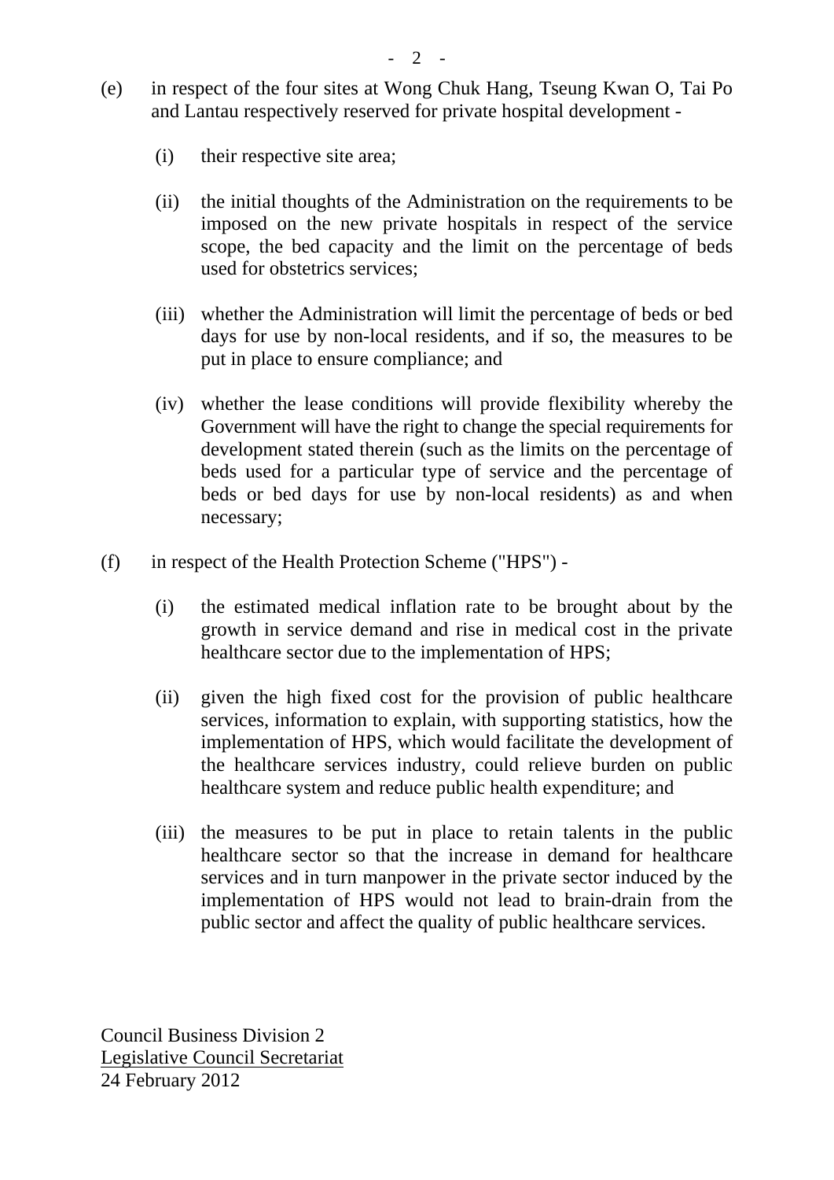(e) in respect of the four sites at Wong Chuk Hang, Tseung Kwan O, Tai Po and Lantau respectively reserved for private hospital development -

   (i) their respective site area;

   (ii) the initial thoughts of the Administration on the requirements to be imposed on the new private hospitals in respect of the service scope, the bed capacity and the limit on the percentage of beds used for obstetrics services;

   (iii) whether the Administration will limit the percentage of beds or bed days for use by non-local residents, and if so, the measures to be put in place to ensure compliance; and

   (iv) whether the lease conditions will provide flexibility whereby the Government will have the right to change the special requirements for development stated therein (such as the limits on the percentage of beds used for a particular type of service and the percentage of beds or bed days for use by non-local residents) as and when necessary;

(f) in respect of the Health Protection Scheme ("HPS") -

   (i) the estimated medical inflation rate to be brought about by the growth in service demand and rise in medical cost in the private healthcare sector due to the implementation of HPS;

   (ii) given the high fixed cost for the provision of public healthcare services, information to explain, with supporting statistics, how the implementation of HPS, which would facilitate the development of the healthcare services industry, could relieve burden on public healthcare system and reduce public health expenditure; and

   (iii) the measures to be put in place to retain talents in the public healthcare sector so that the increase in demand for healthcare services and in turn manpower in the private sector induced by the implementation of HPS would not lead to brain-drain from the public sector and affect the quality of public healthcare services.

Council Business Division 2
Legislative Council Secretariat
24 February 2012